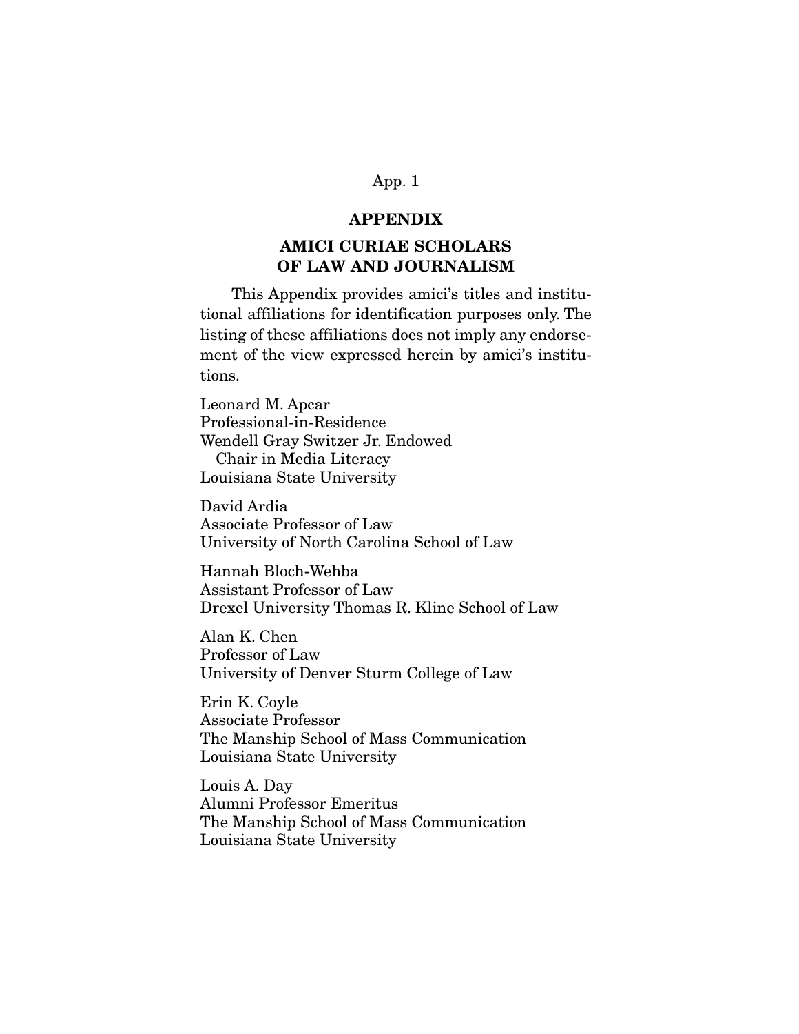## APPENDIX

## AMICI CURIAE SCHOLARS OF LAW AND JOURNALISM

This Appendix provides amici's titles and institutional affiliations for identification purposes only. The listing of these affiliations does not imply any endorsement of the view expressed herein by amici's institutions.

Leonard M. Apcar
Professional-in-Residence
Wendell Gray Switzer Jr. Endowed Chair in Media Literacy
Louisiana State University

David Ardia
Associate Professor of Law
University of North Carolina School of Law

Hannah Bloch-Wehba
Assistant Professor of Law
Drexel University Thomas R. Kline School of Law

Alan K. Chen
Professor of Law
University of Denver Sturm College of Law

Erin K. Coyle
Associate Professor
The Manship School of Mass Communication
Louisiana State University

Louis A. Day
Alumni Professor Emeritus
The Manship School of Mass Communication
Louisiana State University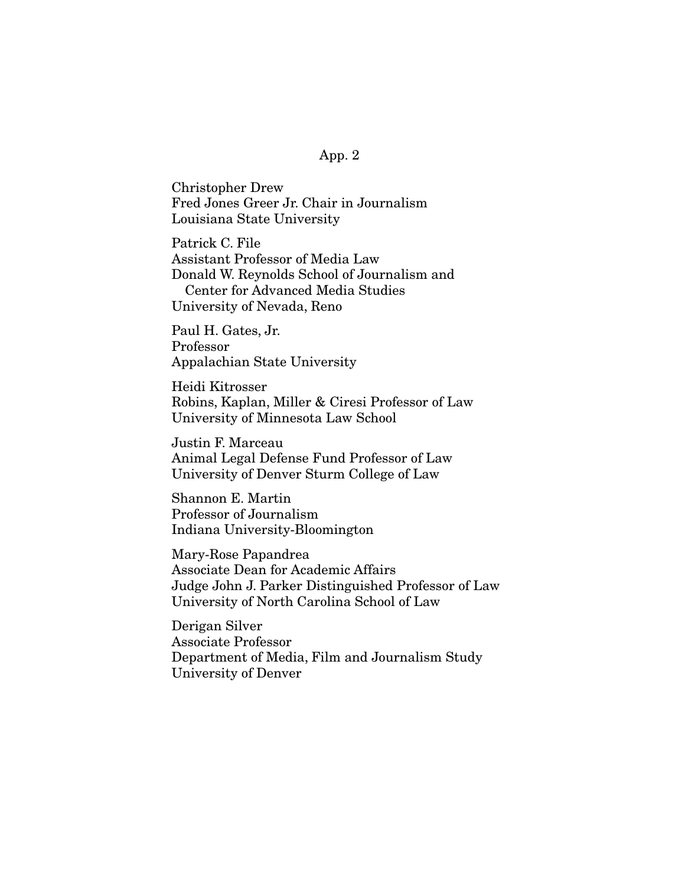Christopher Drew  
Fred Jones Greer Jr. Chair in Journalism  
Louisiana State University

Patrick C. File  
Assistant Professor of Media Law  
Donald W. Reynolds School of Journalism and Center for Advanced Media Studies  
University of Nevada, Reno

Paul H. Gates, Jr.  
Professor  
Appalachian State University

Heidi Kitrosser  
Robins, Kaplan, Miller & Ciresi Professor of Law  
University of Minnesota Law School

Justin F. Marceau  
Animal Legal Defense Fund Professor of Law  
University of Denver Sturm College of Law

Shannon E. Martin  
Professor of Journalism  
Indiana University-Bloomington

Mary-Rose Papandrea  
Associate Dean for Academic Affairs  
Judge John J. Parker Distinguished Professor of Law  
University of North Carolina School of Law

Derigan Silver  
Associate Professor  
Department of Media, Film and Journalism Study  
University of Denver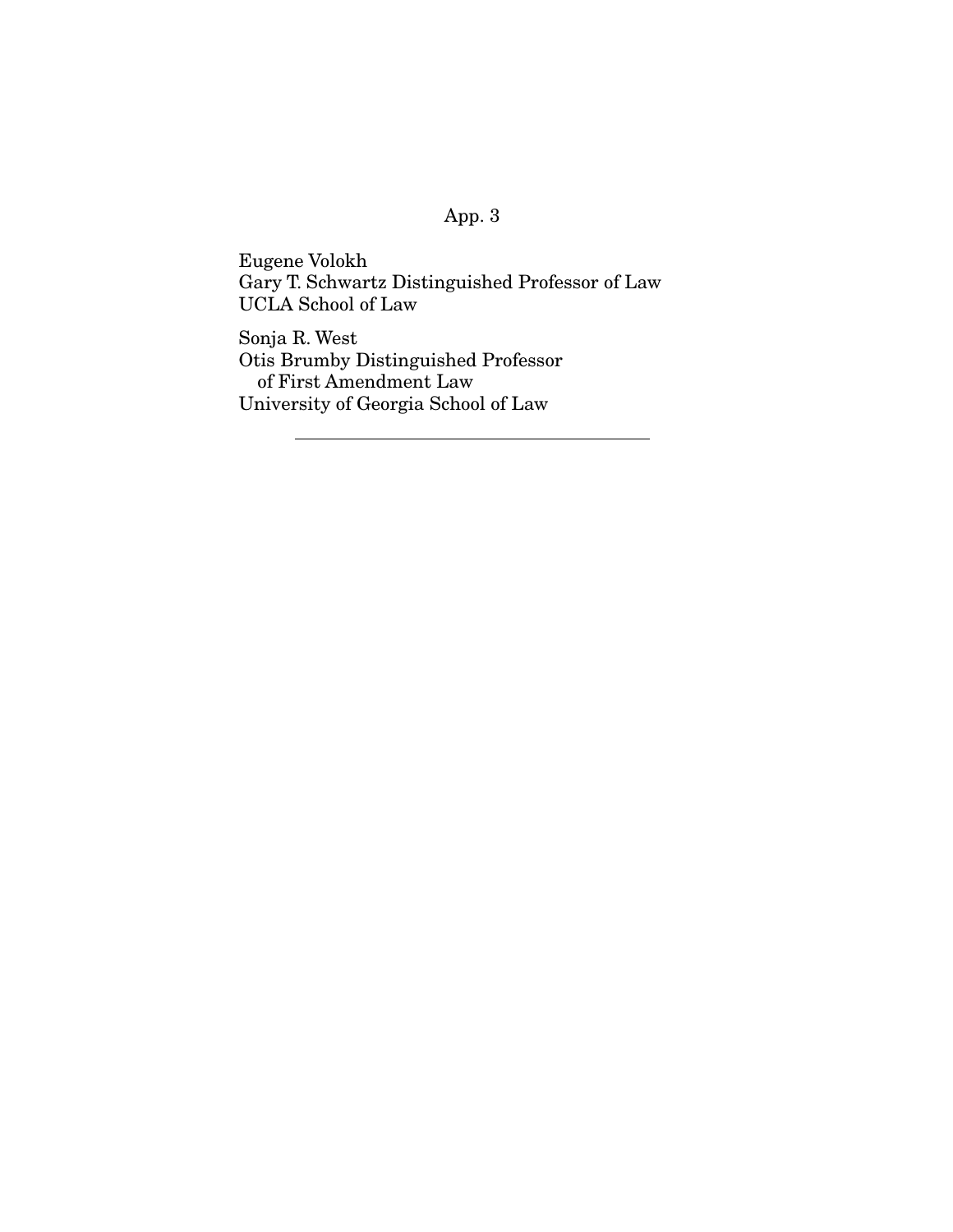Eugene Volokh
Gary T. Schwartz Distinguished Professor of Law
UCLA School of Law

Sonja R. West
Otis Brumby Distinguished Professor
of First Amendment Law
University of Georgia School of Law

---